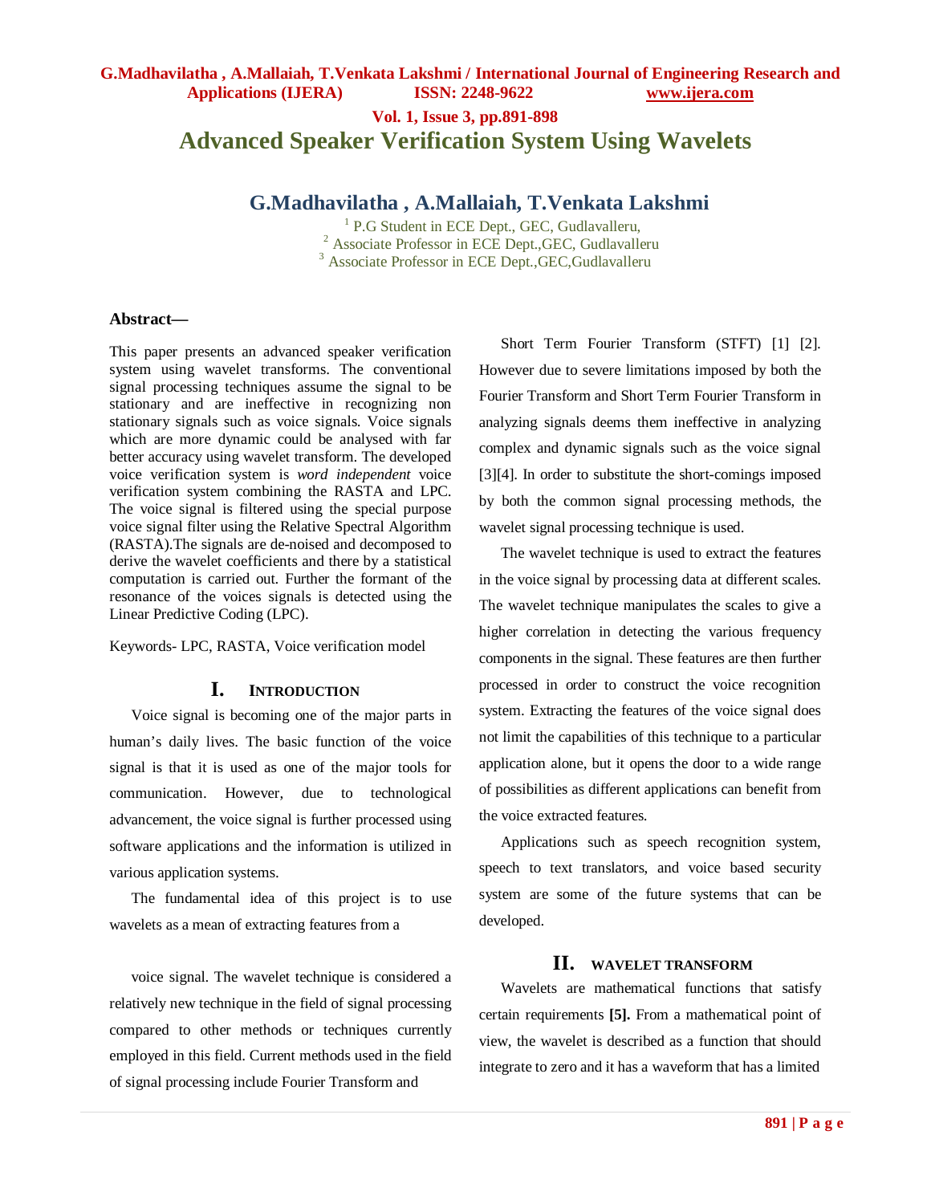# Advanced Speaker Verification System Using Wavelets

## G.Madhavilatha , A.Mallaiah, T.Venkata Lakshmi

[1] P.G Student in ECE Dept., GEC, Gudlavalleru,
[2] Associate Professor in ECE Dept.,GEC, Gudlavalleru
[3] Associate Professor in ECE Dept.,GEC,Gudlavalleru

**Abstract—**

This paper presents an advanced speaker verification system using wavelet transforms. The conventional signal processing techniques assume the signal to be stationary and are ineffective in recognizing non stationary signals such as voice signals. Voice signals which are more dynamic could be analysed with far better accuracy using wavelet transform. The developed voice verification system is *word independent* voice verification system combining the RASTA and LPC. The voice signal is filtered using the special purpose voice signal filter using the Relative Spectral Algorithm (RASTA).The signals are de-noised and decomposed to derive the wavelet coefficients and there by a statistical computation is carried out. Further the formant of the resonance of the voices signals is detected using the Linear Predictive Coding (LPC).

Keywords- LPC, RASTA, Voice verification model

## I. Introduction

Voice signal is becoming one of the major parts in human's daily lives. The basic function of the voice signal is that it is used as one of the major tools for communication. However, due to technological advancement, the voice signal is further processed using software applications and the information is utilized in various application systems.

The fundamental idea of this project is to use wavelets as a mean of extracting features from a voice signal. The wavelet technique is considered a relatively new technique in the field of signal processing compared to other methods or techniques currently employed in this field. Current methods used in the field of signal processing include Fourier Transform and Short Term Fourier Transform (STFT) [1] [2]. However due to severe limitations imposed by both the Fourier Transform and Short Term Fourier Transform in analyzing signals deems them ineffective in analyzing complex and dynamic signals such as the voice signal [3][4]. In order to substitute the short-comings imposed by both the common signal processing methods, the wavelet signal processing technique is used.

The wavelet technique is used to extract the features in the voice signal by processing data at different scales. The wavelet technique manipulates the scales to give a higher correlation in detecting the various frequency components in the signal. These features are then further processed in order to construct the voice recognition system. Extracting the features of the voice signal does not limit the capabilities of this technique to a particular application alone, but it opens the door to a wide range of possibilities as different applications can benefit from the voice extracted features.

Applications such as speech recognition system, speech to text translators, and voice based security system are some of the future systems that can be developed.

## II. Wavelet Transform

Wavelets are mathematical functions that satisfy certain requirements **[5].** From a mathematical point of view, the wavelet is described as a function that should integrate to zero and it has a waveform that has a limited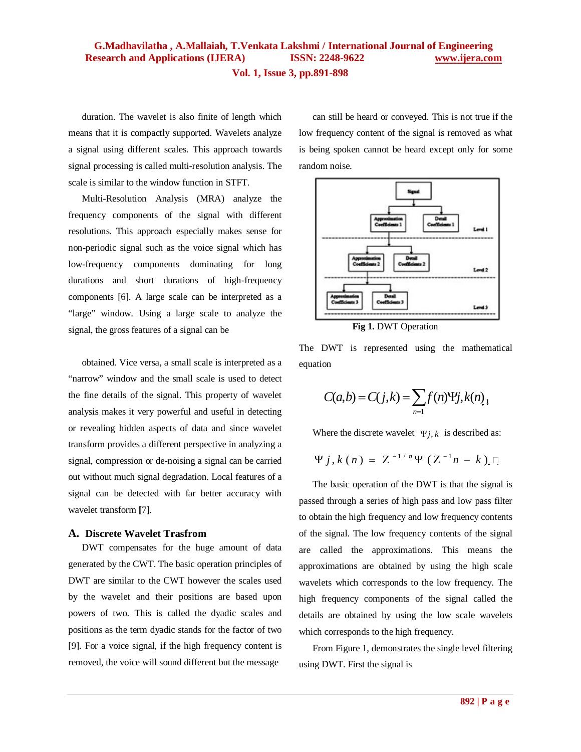duration. The wavelet is also finite of length which means that it is compactly supported. Wavelets analyze a signal using different scales. This approach towards signal processing is called multi-resolution analysis. The scale is similar to the window function in STFT.

Multi-Resolution Analysis (MRA) analyze the frequency components of the signal with different resolutions. This approach especially makes sense for non-periodic signal such as the voice signal which has low-frequency components dominating for long durations and short durations of high-frequency components [6]. A large scale can be interpreted as a "large" window. Using a large scale to analyze the signal, the gross features of a signal can be obtained. Vice versa, a small scale is interpreted as a "narrow" window and the small scale is used to detect the fine details of the signal. This property of wavelet analysis makes it very powerful and useful in detecting or revealing hidden aspects of data and since wavelet transform provides a different perspective in analyzing a signal, compression or de-noising a signal can be carried out without much signal degradation. Local features of a signal can be detected with far better accuracy with wavelet transform **[7]**.

## A. Discrete Wavelet Trasfrom

DWT compensates for the huge amount of data generated by the CWT. The basic operation principles of DWT are similar to the CWT however the scales used by the wavelet and their positions are based upon powers of two. This is called the dyadic scales and positions as the term dyadic stands for the factor of two [9]. For a voice signal, if the high frequency content is removed, the voice will sound different but the message can still be heard or conveyed. This is not true if the low frequency content of the signal is removed as what is being spoken cannot be heard except only for some random noise.

**Fig 1.** DWT Operation

The DWT is represented using the mathematical equation

$$C(a,b) = C(j,k) = \sum_{n=1} f(n)\Psi j,k(n)$$

Where the discrete wavelet $\Psi j,k$ is described as:

$$\Psi j,k(n) = Z^{-1/n}\Psi(Z^{-1}n - k)$$

The basic operation of the DWT is that the signal is passed through a series of high pass and low pass filter to obtain the high frequency and low frequency contents of the signal. The low frequency contents of the signal are called the approximations. This means the approximations are obtained by using the high scale wavelets which corresponds to the low frequency. The high frequency components of the signal called the details are obtained by using the low scale wavelets which corresponds to the high frequency.

From Figure 1, demonstrates the single level filtering using DWT. First the signal is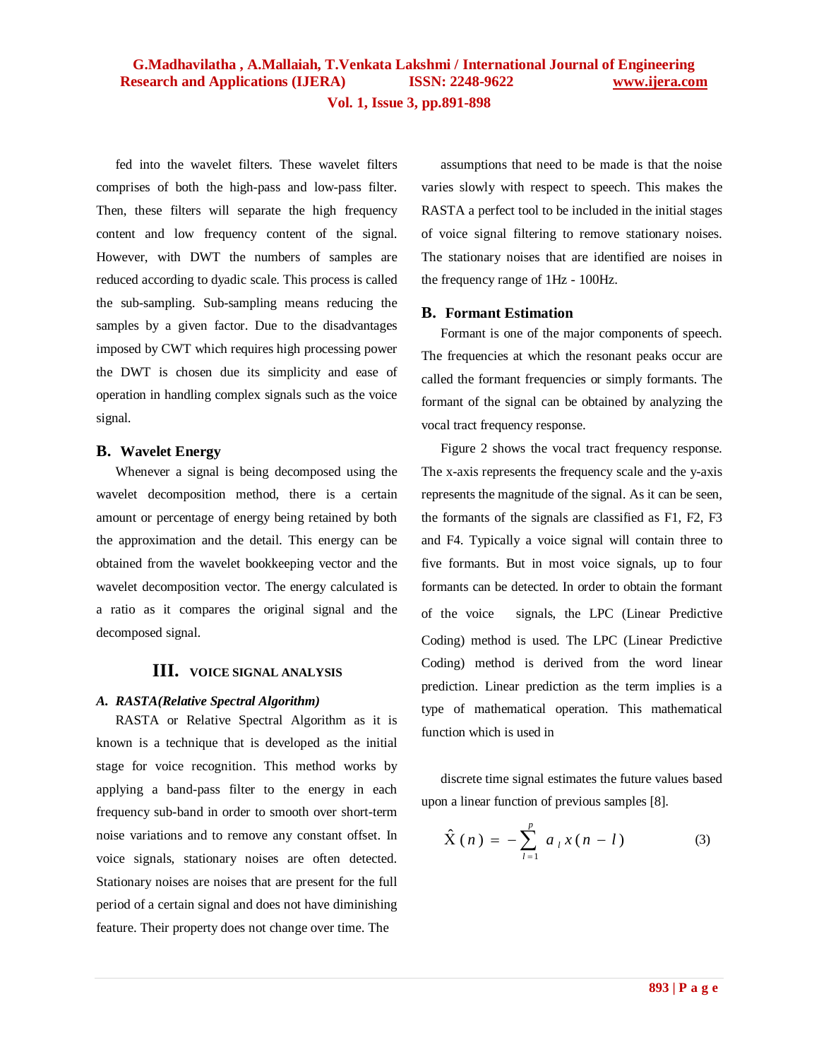fed into the wavelet filters. These wavelet filters comprises of both the high-pass and low-pass filter. Then, these filters will separate the high frequency content and low frequency content of the signal. However, with DWT the numbers of samples are reduced according to dyadic scale. This process is called the sub-sampling. Sub-sampling means reducing the samples by a given factor. Due to the disadvantages imposed by CWT which requires high processing power the DWT is chosen due its simplicity and ease of operation in handling complex signals such as the voice signal.

### B. Wavelet Energy

Whenever a signal is being decomposed using the wavelet decomposition method, there is a certain amount or percentage of energy being retained by both the approximation and the detail. This energy can be obtained from the wavelet bookkeeping vector and the wavelet decomposition vector. The energy calculated is a ratio as it compares the original signal and the decomposed signal.

## III. VOICE SIGNAL ANALYSIS

### *A. RASTA(Relative Spectral Algorithm)*

RASTA or Relative Spectral Algorithm as it is known is a technique that is developed as the initial stage for voice recognition. This method works by applying a band-pass filter to the energy in each frequency sub-band in order to smooth over short-term noise variations and to remove any constant offset. In voice signals, stationary noises are often detected. Stationary noises are noises that are present for the full period of a certain signal and does not have diminishing feature. Their property does not change over time. The assumptions that need to be made is that the noise varies slowly with respect to speech. This makes the RASTA a perfect tool to be included in the initial stages of voice signal filtering to remove stationary noises. The stationary noises that are identified are noises in the frequency range of 1Hz - 100Hz.

### B. Formant Estimation

Formant is one of the major components of speech. The frequencies at which the resonant peaks occur are called the formant frequencies or simply formants. The formant of the signal can be obtained by analyzing the vocal tract frequency response.

Figure 2 shows the vocal tract frequency response. The x-axis represents the frequency scale and the y-axis represents the magnitude of the signal. As it can be seen, the formants of the signals are classified as F1, F2, F3 and F4. Typically a voice signal will contain three to five formants. But in most voice signals, up to four formants can be detected. In order to obtain the formant of the voice signals, the LPC (Linear Predictive Coding) method is used. The LPC (Linear Predictive Coding) method is derived from the word linear prediction. Linear prediction as the term implies is a type of mathematical operation. This mathematical function which is used in discrete time signal estimates the future values based upon a linear function of previous samples [8].

$$\hat{X}(n) = -\sum_{l=1}^{p} a_l x(n-l) \tag{3}$$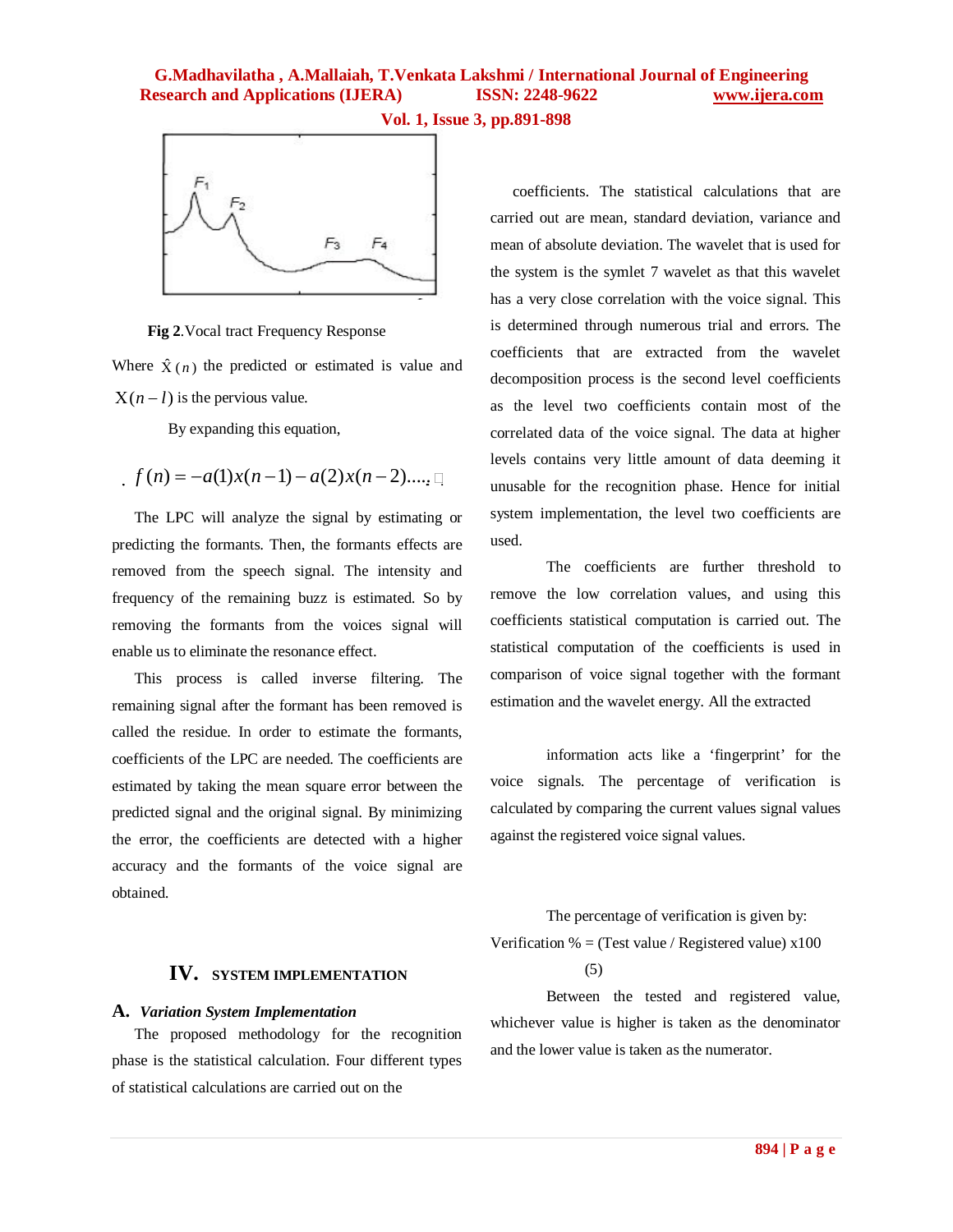Fig 2.Vocal tract Frequency Response

Where $\hat{X}(n)$ the predicted or estimated is value and $X(n-l)$ is the pervious value.

By expanding this equation,

$$f(n) = -a(1)x(n-1) - a(2)x(n-2).....$$

The LPC will analyze the signal by estimating or predicting the formants. Then, the formants effects are removed from the speech signal. The intensity and frequency of the remaining buzz is estimated. So by removing the formants from the voices signal will enable us to eliminate the resonance effect.

This process is called inverse filtering. The remaining signal after the formant has been removed is called the residue. In order to estimate the formants, coefficients of the LPC are needed. The coefficients are estimated by taking the mean square error between the predicted signal and the original signal. By minimizing the error, the coefficients are detected with a higher accuracy and the formants of the voice signal are obtained.

## IV. SYSTEM IMPLEMENTATION

### A. *Variation System Implementation*

The proposed methodology for the recognition phase is the statistical calculation. Four different types of statistical calculations are carried out on the coefficients. The statistical calculations that are carried out are mean, standard deviation, variance and mean of absolute deviation. The wavelet that is used for the system is the symlet 7 wavelet as that this wavelet has a very close correlation with the voice signal. This is determined through numerous trial and errors. The coefficients that are extracted from the wavelet decomposition process is the second level coefficients as the level two coefficients contain most of the correlated data of the voice signal. The data at higher levels contains very little amount of data deeming it unusable for the recognition phase. Hence for initial system implementation, the level two coefficients are used.

The coefficients are further threshold to remove the low correlation values, and using this coefficients statistical computation is carried out. The statistical computation of the coefficients is used in comparison of voice signal together with the formant estimation and the wavelet energy. All the extracted information acts like a 'fingerprint' for the voice signals. The percentage of verification is calculated by comparing the current values signal values against the registered voice signal values.

The percentage of verification is given by:

Verification % = (Test value / Registered value) x100 (5)

Between the tested and registered value, whichever value is higher is taken as the denominator and the lower value is taken as the numerator.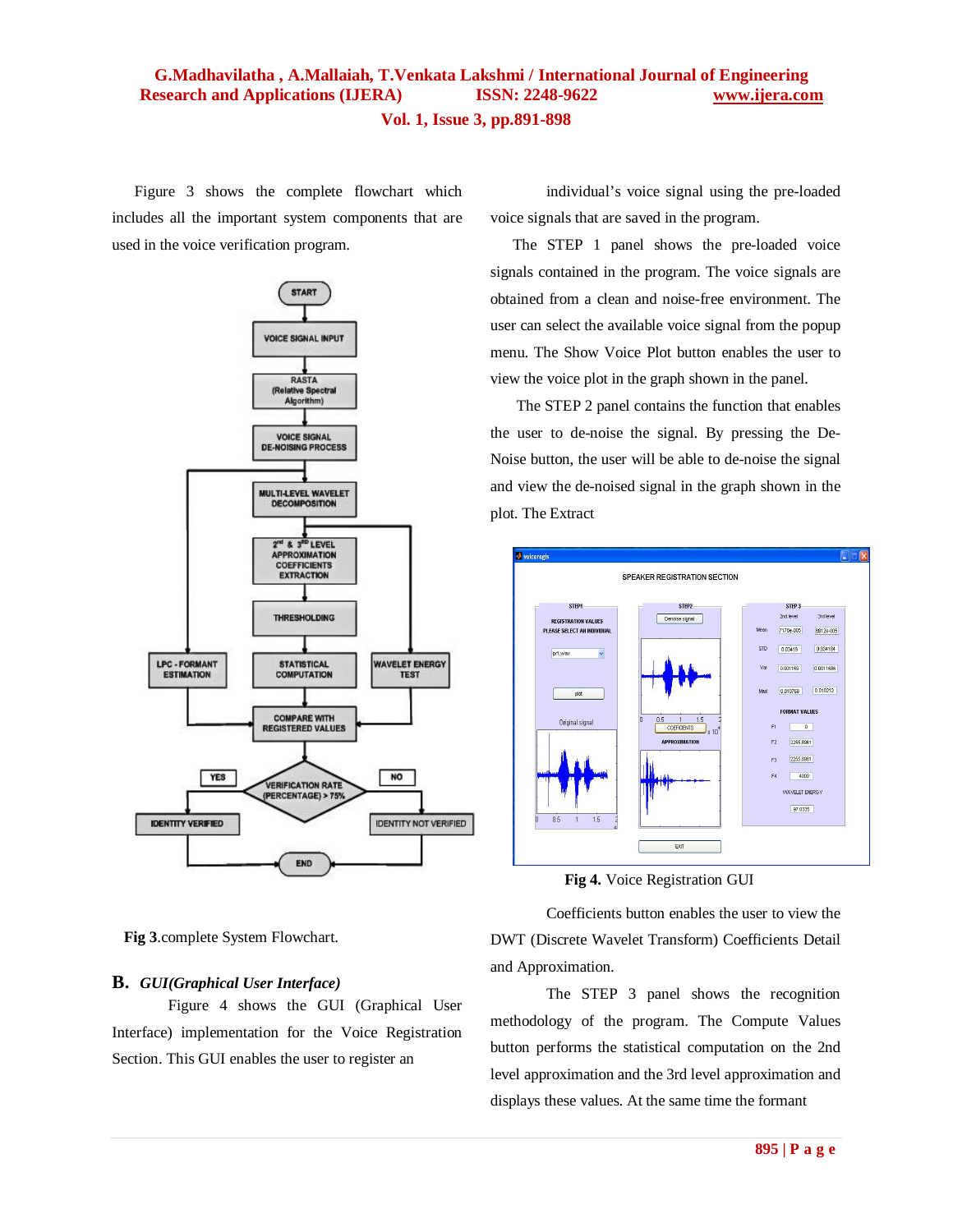Figure 3 shows the complete flowchart which includes all the important system components that are used in the voice verification program.

**Fig 3**.complete System Flowchart.

## B. *GUI(Graphical User Interface)*

Figure 4 shows the GUI (Graphical User Interface) implementation for the Voice Registration Section. This GUI enables the user to register an individual's voice signal using the pre-loaded voice signals that are saved in the program.

The STEP 1 panel shows the pre-loaded voice signals contained in the program. The voice signals are obtained from a clean and noise-free environment. The user can select the available voice signal from the popup menu. The Show Voice Plot button enables the user to view the voice plot in the graph shown in the panel.

The STEP 2 panel contains the function that enables the user to de-noise the signal. By pressing the De-Noise button, the user will be able to de-noise the signal and view the de-noised signal in the graph shown in the plot. The Extract

**Fig 4.** Voice Registration GUI

Coefficients button enables the user to view the DWT (Discrete Wavelet Transform) Coefficients Detail and Approximation.

The STEP 3 panel shows the recognition methodology of the program. The Compute Values button performs the statistical computation on the 2nd level approximation and the 3rd level approximation and displays these values. At the same time the formant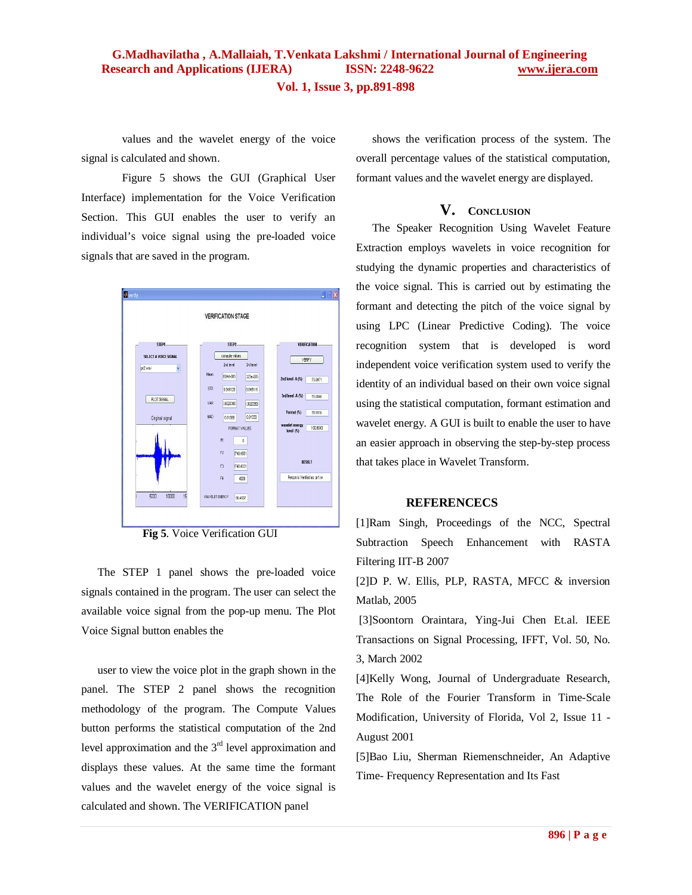values and the wavelet energy of the voice signal is calculated and shown.

Figure 5 shows the GUI (Graphical User Interface) implementation for the Voice Verification Section. This GUI enables the user to verify an individual's voice signal using the pre-loaded voice signals that are saved in the program.

**Fig 5**. Voice Verification GUI

The STEP 1 panel shows the pre-loaded voice signals contained in the program. The user can select the available voice signal from the pop-up menu. The Plot Voice Signal button enables the

user to view the voice plot in the graph shown in the panel. The STEP 2 panel shows the recognition methodology of the program. The Compute Values button performs the statistical computation of the 2nd level approximation and the 3rd level approximation and displays these values. At the same time the formant values and the wavelet energy of the voice signal is calculated and shown. The VERIFICATION panel shows the verification process of the system. The overall percentage values of the statistical computation, formant values and the wavelet energy are displayed.

## V. Conclusion

The Speaker Recognition Using Wavelet Feature Extraction employs wavelets in voice recognition for studying the dynamic properties and characteristics of the voice signal. This is carried out by estimating the formant and detecting the pitch of the voice signal by using LPC (Linear Predictive Coding). The voice recognition system that is developed is word independent voice verification system used to verify the identity of an individual based on their own voice signal using the statistical computation, formant estimation and wavelet energy. A GUI is built to enable the user to have an easier approach in observing the step-by-step process that takes place in Wavelet Transform.

## REFERENCECS

[1]Ram Singh, Proceedings of the NCC, Spectral Subtraction Speech Enhancement with RASTA Filtering IIT-B 2007

[2]D P. W. Ellis, PLP, RASTA, MFCC & inversion Matlab, 2005

[3]Soontorn Oraintara, Ying-Jui Chen Et.al. IEEE Transactions on Signal Processing, IFFT, Vol. 50, No. 3, March 2002

[4]Kelly Wong, Journal of Undergraduate Research, The Role of the Fourier Transform in Time-Scale Modification, University of Florida, Vol 2, Issue 11 - August 2001

[5]Bao Liu, Sherman Riemenschneider, An Adaptive Time- Frequency Representation and Its Fast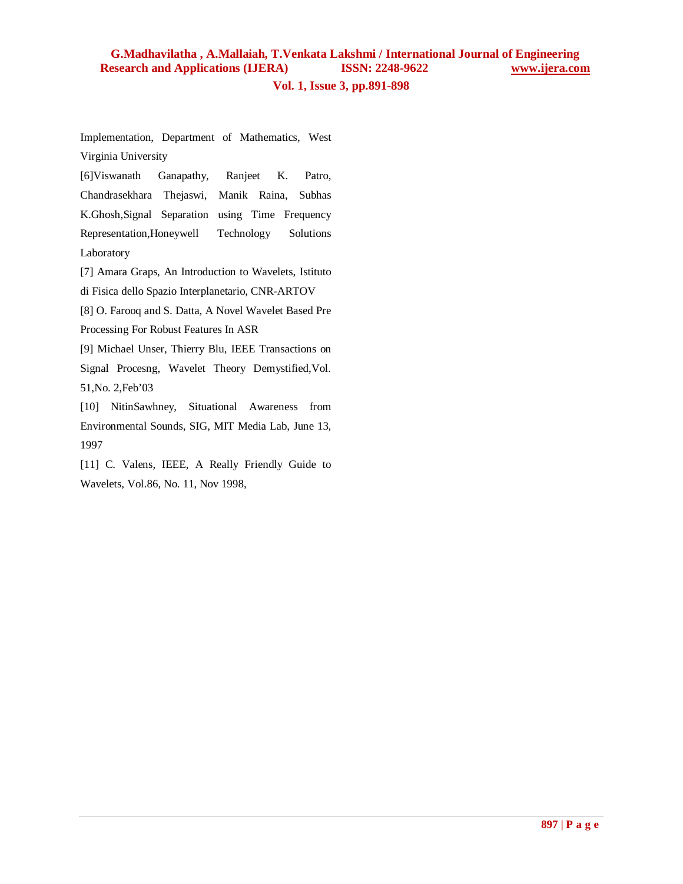Implementation, Department of Mathematics, West Virginia University

[6]Viswanath Ganapathy, Ranjeet K. Patro, Chandrasekhara Thejaswi, Manik Raina, Subhas K.Ghosh,Signal Separation using Time Frequency Representation,Honeywell Technology Solutions Laboratory

[7] Amara Graps, An Introduction to Wavelets, Istituto di Fisica dello Spazio Interplanetario, CNR-ARTOV

[8] O. Farooq and S. Datta, A Novel Wavelet Based Pre Processing For Robust Features In ASR

[9] Michael Unser, Thierry Blu, IEEE Transactions on Signal Procesng, Wavelet Theory Demystified,Vol. 51,No. 2,Feb'03

[10] NitinSawhney, Situational Awareness from Environmental Sounds, SIG, MIT Media Lab, June 13, 1997

[11] C. Valens, IEEE, A Really Friendly Guide to Wavelets, Vol.86, No. 11, Nov 1998,